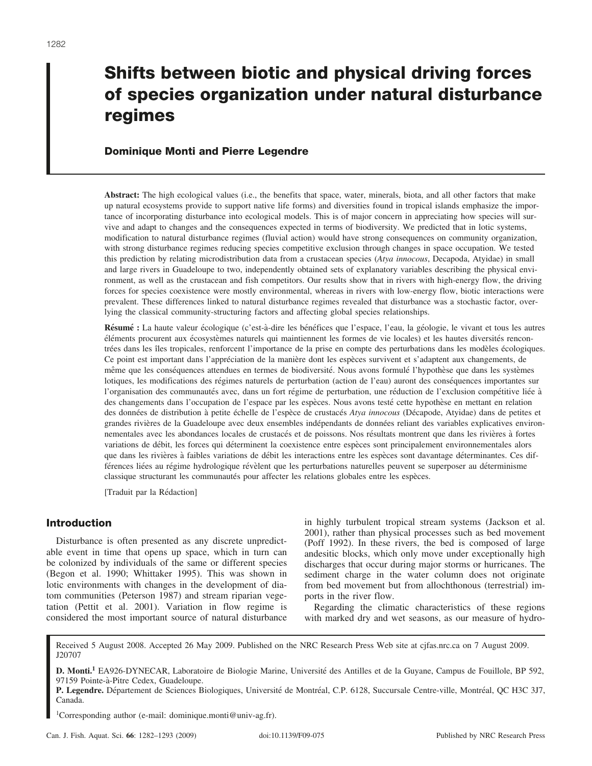# Shifts between biotic and physical driving forces of species organization under natural disturbance regimes

**Dominique Monti and Pierre Legendre**

**Abstract:** The high ecological values (i.e., the benefits that space, water, minerals, biota, and all other factors that make up natural ecosystems provide to support native life forms) and diversities found in tropical islands emphasize the importance of incorporating disturbance into ecological models. This is of major concern in appreciating how species will survive and adapt to changes and the consequences expected in terms of biodiversity. We predicted that in lotic systems, modification to natural disturbance regimes (fluvial action) would have strong consequences on community organization, with strong disturbance regimes reducing species competitive exclusion through changes in space occupation. We tested this prediction by relating microdistribution data from a crustacean species (*Atya innocous*, Decapoda, Atyidae) in small and large rivers in Guadeloupe to two, independently obtained sets of explanatory variables describing the physical environment, as well as the crustacean and fish competitors. Our results show that in rivers with high-energy flow, the driving forces for species coexistence were mostly environmental, whereas in rivers with low-energy flow, biotic interactions were prevalent. These differences linked to natural disturbance regimes revealed that disturbance was a stochastic factor, overlying the classical community-structuring factors and affecting global species relationships.

**Résumé :** La haute valeur écologique (c'est-à-dire les bénéfices que l'espace, l'eau, la géologie, le vivant et tous les autres éléments procurent aux écosystèmes naturels qui maintiennent les formes de vie locales) et les hautes diversités rencontrées dans les îles tropicales, renforcent l'importance de la prise en compte des perturbations dans les modèles écologiques. Ce point est important dans l'appréciation de la manière dont les espèces survivent et s'adaptent aux changements, de même que les conséquences attendues en termes de biodiversité. Nous avons formulé l'hypothèse que dans les systèmes lotiques, les modifications des régimes naturels de perturbation (action de l'eau) auront des conséquences importantes sur l'organisation des communautés avec, dans un fort régime de perturbation, une réduction de l'exclusion compétitive liée à des changements dans l'occupation de l'espace par les espèces. Nous avons testé cette hypothèse en mettant en relation des données de distribution à petite échelle de l'espèce de crustacés *Atya innocous* (Décapode, Atyidae) dans de petites et grandes rivières de la Guadeloupe avec deux ensembles indépendants de données reliant des variables explicatives environnementales avec les abondances locales de crustacés et de poissons. Nos résultats montrent que dans les rivières à fortes variations de débit, les forces qui déterminent la coexistence entre espèces sont principalement environnementales alors que dans les rivières à faibles variations de débit les interactions entre les espèces sont davantage déterminantes. Ces différences liées au régime hydrologique révèlent que les perturbations naturelles peuvent se superposer au déterminisme classique structurant les communautés pour affecter les relations globales entre les espèces.

[Traduit par la Rédaction]

## Introduction

Disturbance is often presented as any discrete unpredictable event in time that opens up space, which in turn can be colonized by individuals of the same or different species (Begon et al. 1990; Whittaker 1995). This was shown in lotic environments with changes in the development of diatom communities (Peterson 1987) and stream riparian vegetation (Pettit et al. 2001). Variation in flow regime is considered the most important source of natural disturbance in highly turbulent tropical stream systems (Jackson et al. 2001), rather than physical processes such as bed movement (Poff 1992). In these rivers, the bed is composed of large andesitic blocks, which only move under exceptionally high discharges that occur during major storms or hurricanes. The sediment charge in the water column does not originate from bed movement but from allochthonous (terrestrial) imports in the river flow.

Regarding the climatic characteristics of these regions with marked dry and wet seasons, as our measure of hydro-

Received 5 August 2008. Accepted 26 May 2009. Published on the NRC Research Press Web site at cjfas.nrc.ca on 7 August 2009. J20707

**D. Monti.**[1] EA926-DYNECAR, Laboratoire de Biologie Marine, Université des Antilles et de la Guyane, Campus de Fouillole, BP 592, 97159 Pointe-à-Pitre Cedex, Guadeloupe.
**P. Legendre.** Département de Sciences Biologiques, Université de Montréal, C.P. 6128, Succursale Centre-ville, Montréal, QC H3C 3J7, Canada.

[1]Corresponding author (e-mail: dominique.monti@univ-ag.fr).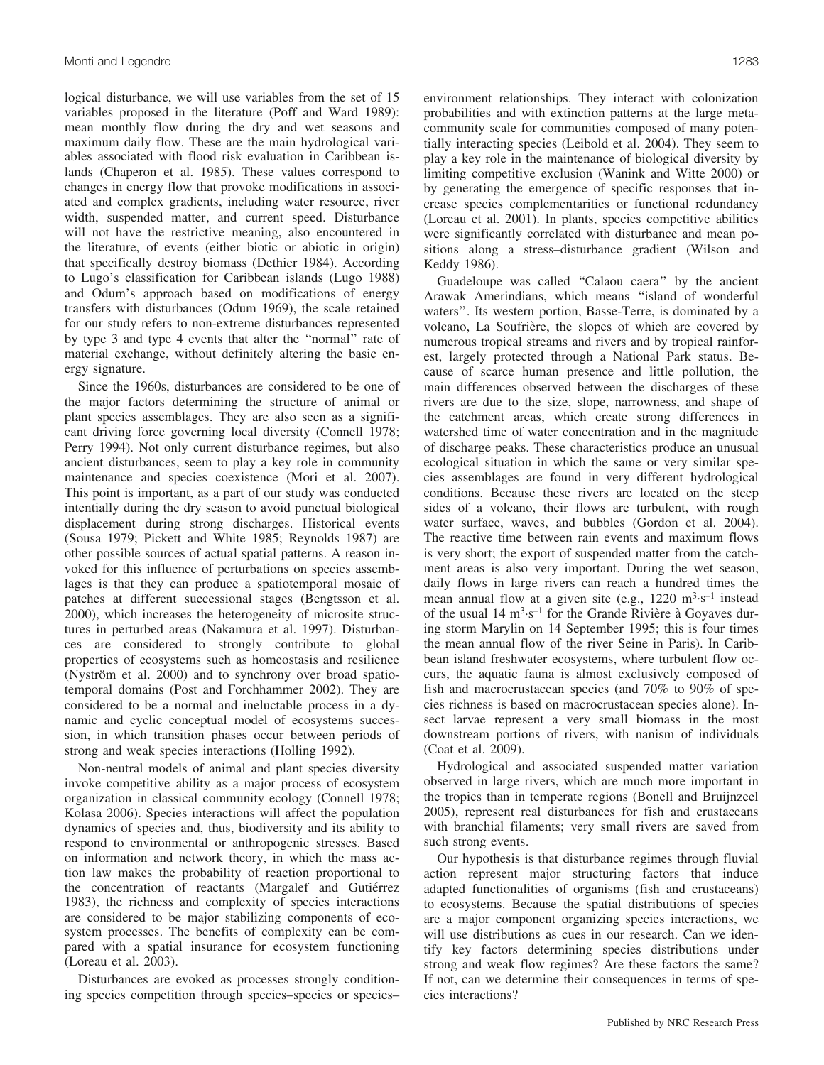logical disturbance, we will use variables from the set of 15 variables proposed in the literature (Poff and Ward 1989): mean monthly flow during the dry and wet seasons and maximum daily flow. These are the main hydrological variables associated with flood risk evaluation in Caribbean islands (Chaperon et al. 1985). These values correspond to changes in energy flow that provoke modifications in associated and complex gradients, including water resource, river width, suspended matter, and current speed. Disturbance will not have the restrictive meaning, also encountered in the literature, of events (either biotic or abiotic in origin) that specifically destroy biomass (Dethier 1984). According to Lugo's classification for Caribbean islands (Lugo 1988) and Odum's approach based on modifications of energy transfers with disturbances (Odum 1969), the scale retained for our study refers to non-extreme disturbances represented by type 3 and type 4 events that alter the "normal" rate of material exchange, without definitely altering the basic energy signature.

Since the 1960s, disturbances are considered to be one of the major factors determining the structure of animal or plant species assemblages. They are also seen as a significant driving force governing local diversity (Connell 1978; Perry 1994). Not only current disturbance regimes, but also ancient disturbances, seem to play a key role in community maintenance and species coexistence (Mori et al. 2007). This point is important, as a part of our study was conducted intentially during the dry season to avoid punctual biological displacement during strong discharges. Historical events (Sousa 1979; Pickett and White 1985; Reynolds 1987) are other possible sources of actual spatial patterns. A reason invoked for this influence of perturbations on species assemblages is that they can produce a spatiotemporal mosaic of patches at different successional stages (Bengtsson et al. 2000), which increases the heterogeneity of microsite structures in perturbed areas (Nakamura et al. 1997). Disturbances are considered to strongly contribute to global properties of ecosystems such as homeostasis and resilience (Nyström et al. 2000) and to synchrony over broad spatiotemporal domains (Post and Forchhammer 2002). They are considered to be a normal and ineluctable process in a dynamic and cyclic conceptual model of ecosystems succession, in which transition phases occur between periods of strong and weak species interactions (Holling 1992).

Non-neutral models of animal and plant species diversity invoke competitive ability as a major process of ecosystem organization in classical community ecology (Connell 1978; Kolasa 2006). Species interactions will affect the population dynamics of species and, thus, biodiversity and its ability to respond to environmental or anthropogenic stresses. Based on information and network theory, in which the mass action law makes the probability of reaction proportional to the concentration of reactants (Margalef and Gutiérrez 1983), the richness and complexity of species interactions are considered to be major stabilizing components of ecosystem processes. The benefits of complexity can be compared with a spatial insurance for ecosystem functioning (Loreau et al. 2003).

Disturbances are evoked as processes strongly conditioning species competition through species–species or species–environment relationships. They interact with colonization probabilities and with extinction patterns at the large metacommunity scale for communities composed of many potentially interacting species (Leibold et al. 2004). They seem to play a key role in the maintenance of biological diversity by limiting competitive exclusion (Wanink and Witte 2000) or by generating the emergence of specific responses that increase species complementarities or functional redundancy (Loreau et al. 2001). In plants, species competitive abilities were significantly correlated with disturbance and mean positions along a stress–disturbance gradient (Wilson and Keddy 1986).

Guadeloupe was called "Calaou caera" by the ancient Arawak Amerindians, which means "island of wonderful waters". Its western portion, Basse-Terre, is dominated by a volcano, La Soufrière, the slopes of which are covered by numerous tropical streams and rivers and by tropical rainforest, largely protected through a National Park status. Because of scarce human presence and little pollution, the main differences observed between the discharges of these rivers are due to the size, slope, narrowness, and shape of the catchment areas, which create strong differences in watershed time of water concentration and in the magnitude of discharge peaks. These characteristics produce an unusual ecological situation in which the same or very similar species assemblages are found in very different hydrological conditions. Because these rivers are located on the steep sides of a volcano, their flows are turbulent, with rough water surface, waves, and bubbles (Gordon et al. 2004). The reactive time between rain events and maximum flows is very short; the export of suspended matter from the catchment areas is also very important. During the wet season, daily flows in large rivers can reach a hundred times the mean annual flow at a given site (e.g., 1220 $m^3 \cdot s^{-1}$ instead of the usual 14 $m^3 \cdot s^{-1}$ for the Grande Rivière à Goyaves during storm Marylin on 14 September 1995; this is four times the mean annual flow of the river Seine in Paris). In Caribbean island freshwater ecosystems, where turbulent flow occurs, the aquatic fauna is almost exclusively composed of fish and macrocrustacean species (and 70% to 90% of species richness is based on macrocrustacean species alone). Insect larvae represent a very small biomass in the most downstream portions of rivers, with nanism of individuals (Coat et al. 2009).

Hydrological and associated suspended matter variation observed in large rivers, which are much more important in the tropics than in temperate regions (Bonell and Bruijnzeel 2005), represent real disturbances for fish and crustaceans with branchial filaments; very small rivers are saved from such strong events.

Our hypothesis is that disturbance regimes through fluvial action represent major structuring factors that induce adapted functionalities of organisms (fish and crustaceans) to ecosystems. Because the spatial distributions of species are a major component organizing species interactions, we will use distributions as cues in our research. Can we identify key factors determining species distributions under strong and weak flow regimes? Are these factors the same? If not, can we determine their consequences in terms of species interactions?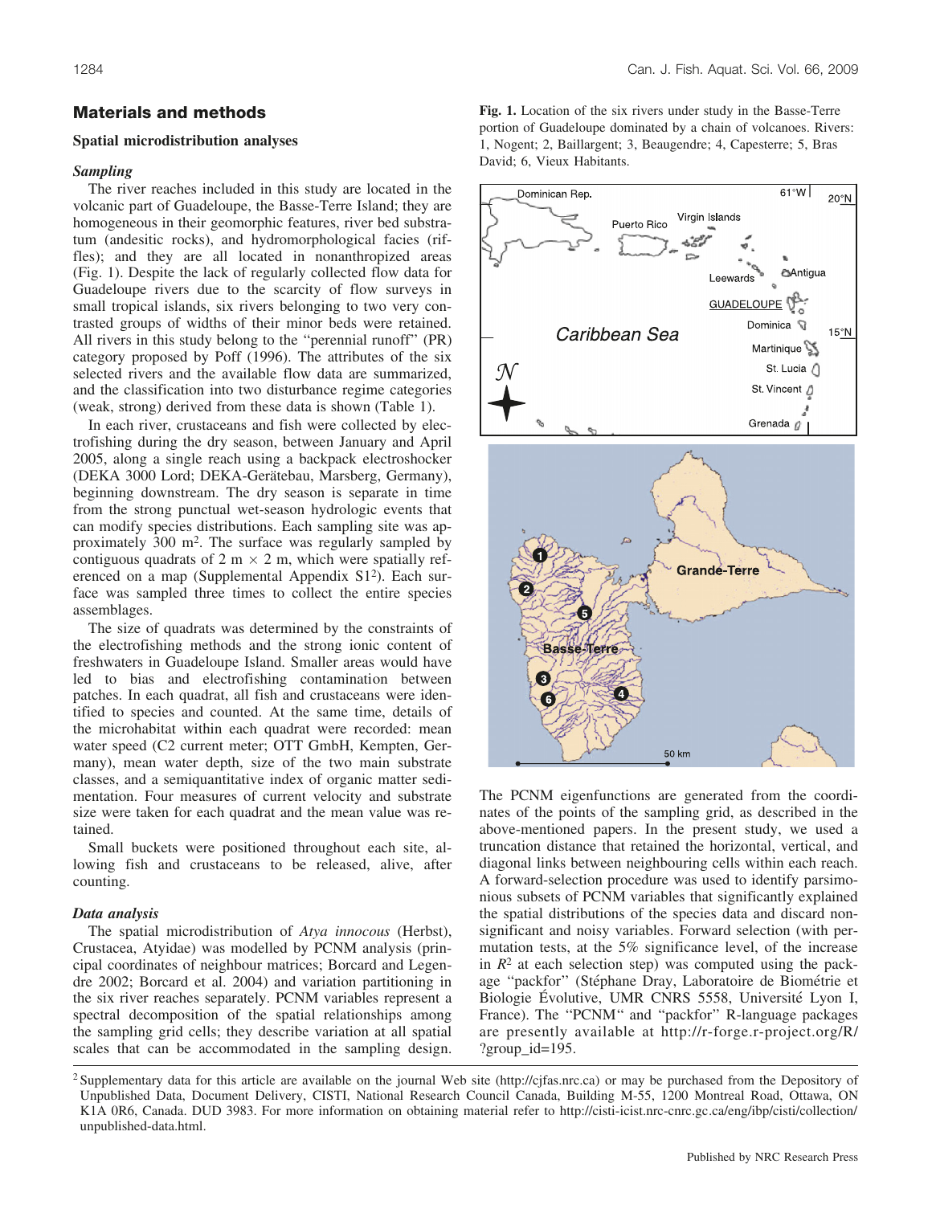## Materials and methods

### Spatial microdistribution analyses

#### *Sampling*

The river reaches included in this study are located in the volcanic part of Guadeloupe, the Basse-Terre Island; they are homogeneous in their geomorphic features, river bed substratum (andesitic rocks), and hydromorphological facies (riffles); and they are all located in nonanthropized areas (Fig. 1). Despite the lack of regularly collected flow data for Guadeloupe rivers due to the scarcity of flow surveys in small tropical islands, six rivers belonging to two very contrasted groups of widths of their minor beds were retained. All rivers in this study belong to the "perennial runoff" (PR) category proposed by Poff (1996). The attributes of the six selected rivers and the available flow data are summarized, and the classification into two disturbance regime categories (weak, strong) derived from these data is shown (Table 1).

In each river, crustaceans and fish were collected by electrofishing during the dry season, between January and April 2005, along a single reach using a backpack electroshocker (DEKA 3000 Lord; DEKA-Gerätebau, Marsberg, Germany), beginning downstream. The dry season is separate in time from the strong punctual wet-season hydrologic events that can modify species distributions. Each sampling site was approximately 300 $m^2$. The surface was regularly sampled by contiguous quadrats of 2 m × 2 m, which were spatially referenced on a map (Supplemental Appendix S1[2]). Each surface was sampled three times to collect the entire species assemblages.

The size of quadrats was determined by the constraints of the electrofishing methods and the strong ionic content of freshwaters in Guadeloupe Island. Smaller areas would have led to bias and electrofishing contamination between patches. In each quadrat, all fish and crustaceans were identified to species and counted. At the same time, details of the microhabitat within each quadrat were recorded: mean water speed (C2 current meter; OTT GmbH, Kempten, Germany), mean water depth, size of the two main substrate classes, and a semiquantitative index of organic matter sedimentation. Four measures of current velocity and substrate size were taken for each quadrat and the mean value was retained.

Small buckets were positioned throughout each site, allowing fish and crustaceans to be released, alive, after counting.

#### *Data analysis*

The spatial microdistribution of *Atya innocous* (Herbst), Crustacea, Atyidae) was modelled by PCNM analysis (principal coordinates of neighbour matrices; Borcard and Legendre 2002; Borcard et al. 2004) and variation partitioning in the six river reaches separately. PCNM variables represent a spectral decomposition of the spatial relationships among the sampling grid cells; they describe variation at all spatial scales that can be accommodated in the sampling design.

**Fig. 1.** Location of the six rivers under study in the Basse-Terre portion of Guadeloupe dominated by a chain of volcanoes. Rivers: 1, Nogent; 2, Baillargent; 3, Beaugendre; 4, Capesterre; 5, Bras David; 6, Vieux Habitants.

The PCNM eigenfunctions are generated from the coordinates of the points of the sampling grid, as described in the above-mentioned papers. In the present study, we used a truncation distance that retained the horizontal, vertical, and diagonal links between neighbouring cells within each reach. A forward-selection procedure was used to identify parsimonious subsets of PCNM variables that significantly explained the spatial distributions of the species data and discard nonsignificant and noisy variables. Forward selection (with permutation tests, at the 5% significance level, of the increase in $R^2$ at each selection step) was computed using the package "packfor" (Stéphane Dray, Laboratoire de Biométrie et Biologie Évolutive, UMR CNRS 5558, Université Lyon I, France). The "PCNM" and "packfor" R-language packages are presently available at http://r-forge.r-project.org/R/?group_id=195.

[2] Supplementary data for this article are available on the journal Web site (http://cjfas.nrc.ca) or may be purchased from the Depository of Unpublished Data, Document Delivery, CISTI, National Research Council Canada, Building M-55, 1200 Montreal Road, Ottawa, ON K1A 0R6, Canada. DUD 3983. For more information on obtaining material refer to http://cisti-icist.nrc-cnrc.gc.ca/eng/ibp/cisti/collection/unpublished-data.html.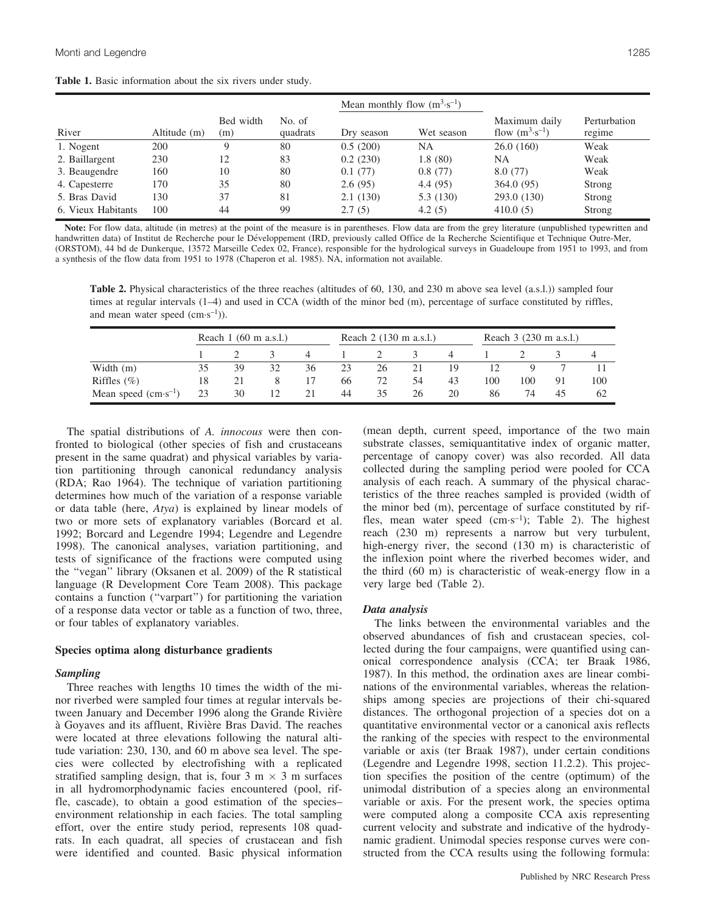**Table 1.** Basic information about the six rivers under study.

| River | Altitude (m) | Bed width (m) | No. of quadrats | Mean monthly flow ($m^3 \cdot s^{-1}$) Dry season | Mean monthly flow ($m^3 \cdot s^{-1}$) Wet season | Maximum daily flow ($m^3 \cdot s^{-1}$) | Perturbation regime |
|---|---|---|---|---|---|---|---|
| 1. Nogent | 200 | 9 | 80 | 0.5 (200) | NA | 26.0 (160) | Weak |
| 2. Baillargent | 230 | 12 | 83 | 0.2 (230) | 1.8 (80) | NA | Weak |
| 3. Beaugendre | 160 | 10 | 80 | 0.1 (77) | 0.8 (77) | 8.0 (77) | Weak |
| 4. Capesterre | 170 | 35 | 80 | 2.6 (95) | 4.4 (95) | 364.0 (95) | Strong |
| 5. Bras David | 130 | 37 | 81 | 2.1 (130) | 5.3 (130) | 293.0 (130) | Strong |
| 6. Vieux Habitants | 100 | 44 | 99 | 2.7 (5) | 4.2 (5) | 410.0 (5) | Strong |

**Note:** For flow data, altitude (in metres) at the point of the measure is in parentheses. Flow data are from the grey literature (unpublished typewritten and handwritten data) of Institut de Recherche pour le Développement (IRD, previously called Office de la Recherche Scientifique et Technique Outre-Mer, (ORSTOM), 44 bd de Dunkerque, 13572 Marseille Cedex 02, France), responsible for the hydrological surveys in Guadeloupe from 1951 to 1993, and from a synthesis of the flow data from 1951 to 1978 (Chaperon et al. 1985). NA, information not available.

**Table 2.** Physical characteristics of the three reaches (altitudes of 60, 130, and 230 m above sea level (a.s.l.)) sampled four times at regular intervals (1–4) and used in CCA (width of the minor bed (m), percentage of surface constituted by riffles, and mean water speed ($cm \cdot s^{-1}$)).

| | Reach 1 (60 m a.s.l.) | | | | Reach 2 (130 m a.s.l.) | | | | Reach 3 (230 m a.s.l.) | | | |
|---|---|---|---|---|---|---|---|---|---|---|---|---|
| | 1 | 2 | 3 | 4 | 1 | 2 | 3 | 4 | 1 | 2 | 3 | 4 |
| Width (m) | 35 | 39 | 32 | 36 | 23 | 26 | 21 | 19 | 12 | 9 | 7 | 11 |
| Riffles (%) | 18 | 21 | 8 | 17 | 66 | 72 | 54 | 43 | 100 | 100 | 91 | 100 |
| Mean speed ($cm \cdot s^{-1}$) | 23 | 30 | 12 | 21 | 44 | 35 | 26 | 20 | 86 | 74 | 45 | 62 |

The spatial distributions of *A. innocous* were then confronted to biological (other species of fish and crustaceans present in the same quadrat) and physical variables by variation partitioning through canonical redundancy analysis (RDA; Rao 1964). The technique of variation partitioning determines how much of the variation of a response variable or data table (here, *Atya*) is explained by linear models of two or more sets of explanatory variables (Borcard et al. 1992; Borcard and Legendre 1994; Legendre and Legendre 1998). The canonical analyses, variation partitioning, and tests of significance of the fractions were computed using the "vegan" library (Oksanen et al. 2009) of the R statistical language (R Development Core Team 2008). This package contains a function ("varpart") for partitioning the variation of a response data vector or table as a function of two, three, or four tables of explanatory variables.

## Species optima along disturbance gradients

### *Sampling*

Three reaches with lengths 10 times the width of the minor riverbed were sampled four times at regular intervals between January and December 1996 along the Grande Rivière à Goyaves and its affluent, Rivière Bras David. The reaches were located at three elevations following the natural altitude variation: 230, 130, and 60 m above sea level. The species were collected by electrofishing with a replicated stratified sampling design, that is, four 3 m × 3 m surfaces in all hydromorphodynamic facies encountered (pool, riffle, cascade), to obtain a good estimation of the species–environment relationship in each facies. The total sampling effort, over the entire study period, represents 108 quadrats. In each quadrat, all species of crustacean and fish were identified and counted. Basic physical information (mean depth, current speed, importance of the two main substrate classes, semiquantitative index of organic matter, percentage of canopy cover) was also recorded. All data collected during the sampling period were pooled for CCA analysis of each reach. A summary of the physical characteristics of the three reaches sampled is provided (width of the minor bed (m), percentage of surface constituted by riffles, mean water speed ($cm \cdot s^{-1}$); Table 2). The highest reach (230 m) represents a narrow but very turbulent, high-energy river, the second (130 m) is characteristic of the inflexion point where the riverbed becomes wider, and the third (60 m) is characteristic of weak-energy flow in a very large bed (Table 2).

### *Data analysis*

The links between the environmental variables and the observed abundances of fish and crustacean species, collected during the four campaigns, were quantified using canonical correspondence analysis (CCA; ter Braak 1986, 1987). In this method, the ordination axes are linear combinations of the environmental variables, whereas the relationships among species are projections of their chi-squared distances. The orthogonal projection of a species dot on a quantitative environmental vector or a canonical axis reflects the ranking of the species with respect to the environmental variable or axis (ter Braak 1987), under certain conditions (Legendre and Legendre 1998, section 11.2.2). This projection specifies the position of the centre (optimum) of the unimodal distribution of a species along an environmental variable or axis. For the present work, the species optima were computed along a composite CCA axis representing current velocity and substrate and indicative of the hydrodynamic gradient. Unimodal species response curves were constructed from the CCA results using the following formula: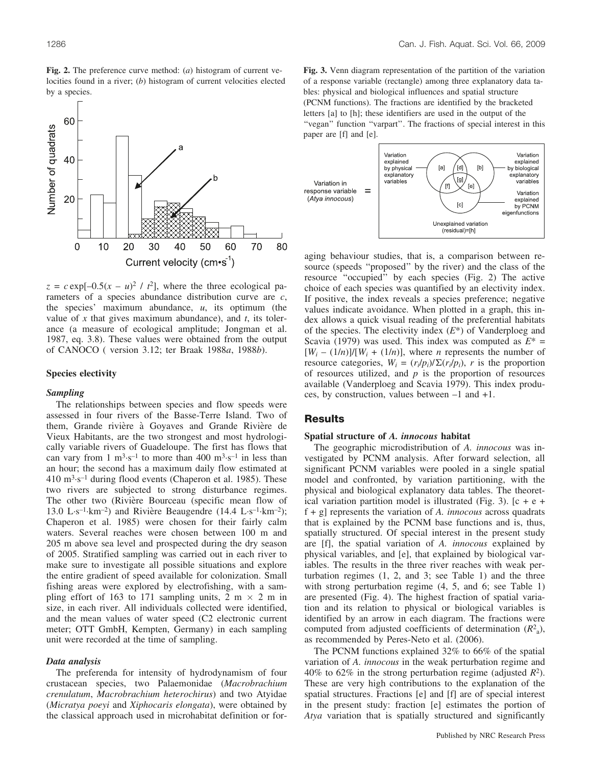**Fig. 2.** The preference curve method: (*a*) histogram of current velocities found in a river; (*b*) histogram of current velocities elected by a species.

$z = c\exp[-0.5(x - u)^2 / t^2]$, where the three ecological parameters of a species abundance distribution curve are $c$, the species' maximum abundance, $u$, its optimum (the value of $x$ that gives maximum abundance), and $t$, its tolerance (a measure of ecological amplitude; Jongman et al. 1987, eq. 3.8). These values were obtained from the output of CANOCO ( version 3.12; ter Braak 1988*a*, 1988*b*).

### Species electivity

#### Sampling

The relationships between species and flow speeds were assessed in four rivers of the Basse-Terre Island. Two of them, Grande rivière à Goyaves and Grande Rivière de Vieux Habitants, are the two strongest and most hydrologically variable rivers of Guadeloupe. The first has flows that can vary from 1 $m^3 \cdot s^{-1}$ to more than 400 $m^3 \cdot s^{-1}$ in less than an hour; the second has a maximum daily flow estimated at 410 $m^3 \cdot s^{-1}$ during flood events (Chaperon et al. 1985). These two rivers are subjected to strong disturbance regimes. The other two (Rivière Bourceau (specific mean flow of 13.0 $L \cdot s^{-1} \cdot km^{-2}$) and Rivière Beaugendre (14.4 $L \cdot s^{-1} \cdot km^{-2}$); Chaperon et al. 1985) were chosen for their fairly calm waters. Several reaches were chosen between 100 m and 205 m above sea level and prospected during the dry season of 2005. Stratified sampling was carried out in each river to make sure to investigate all possible situations and explore the entire gradient of speed available for colonization. Small fishing areas were explored by electrofishing, with a sampling effort of 163 to 171 sampling units, 2 m × 2 m in size, in each river. All individuals collected were identified, and the mean values of water speed (C2 electronic current meter; OTT GmbH, Kempten, Germany) in each sampling unit were recorded at the time of sampling.

#### Data analysis

The preferenda for intensity of hydrodynamism of four crustacean species, two Palaemonidae (*Macrobrachium crenulatum*, *Macrobrachium heterochirus*) and two Atyidae (*Micratya poeyi* and *Xiphocaris elongata*), were obtained by the classical approach used in microhabitat definition or foraging behaviour studies, that is, a comparison between resource (speeds "proposed" by the river) and the class of the resource "occupied" by each species (Fig. 2) The active choice of each species was quantified by an electivity index. If positive, the index reveals a species preference; negative values indicate avoidance. When plotted in a graph, this index allows a quick visual reading of the preferential habitats of the species. The electivity index ($E^*$) of Vanderploeg and Scavia (1979) was used. This index was computed as $E^* = [W_i - (1/n)]/[W_i + (1/n)]$, where $n$ represents the number of resource categories, $W_i = (r_i/p_i)/\Sigma(r_i/p_i)$, $r$ is the proportion of resources utilized, and $p$ is the proportion of resources available (Vanderploeg and Scavia 1979). This index produces, by construction, values between –1 and +1.

**Fig. 3.** Venn diagram representation of the partition of the variation of a response variable (rectangle) among three explanatory data tables: physical and biological influences and spatial structure (PCNM functions). The fractions are identified by the bracketed letters [a] to [h]; these identifiers are used in the output of the "vegan" function "varpart". The fractions of special interest in this paper are [f] and [e].

## Results

### Spatial structure of *A. innocous* habitat

The geographic microdistribution of *A. innocous* was investigated by PCNM analysis. After forward selection, all significant PCNM variables were pooled in a single spatial model and confronted, by variation partitioning, with the physical and biological explanatory data tables. The theoretical variation partition model is illustrated (Fig. 3). [c + e + f + g] represents the variation of *A. innocous* across quadrats that is explained by the PCNM base functions and is, thus, spatially structured. Of special interest in the present study are [f], the spatial variation of *A. innocous* explained by physical variables, and [e], that explained by biological variables. The results in the three river reaches with weak perturbation regimes (1, 2, and 3; see Table 1) and the three with strong perturbation regime (4, 5, and 6; see Table 1) are presented (Fig. 4). The highest fraction of spatial variation and its relation to physical or biological variables is identified by an arrow in each diagram. The fractions were computed from adjusted coefficients of determination ($R^2_a$), as recommended by Peres-Neto et al. (2006).

The PCNM functions explained 32% to 66% of the spatial variation of *A. innocous* in the weak perturbation regime and 40% to 62% in the strong perturbation regime (adjusted $R^2$). These are very high contributions to the explanation of the spatial structures. Fractions [e] and [f] are of special interest in the present study: fraction [e] estimates the portion of *Atya* variation that is spatially structured and significantly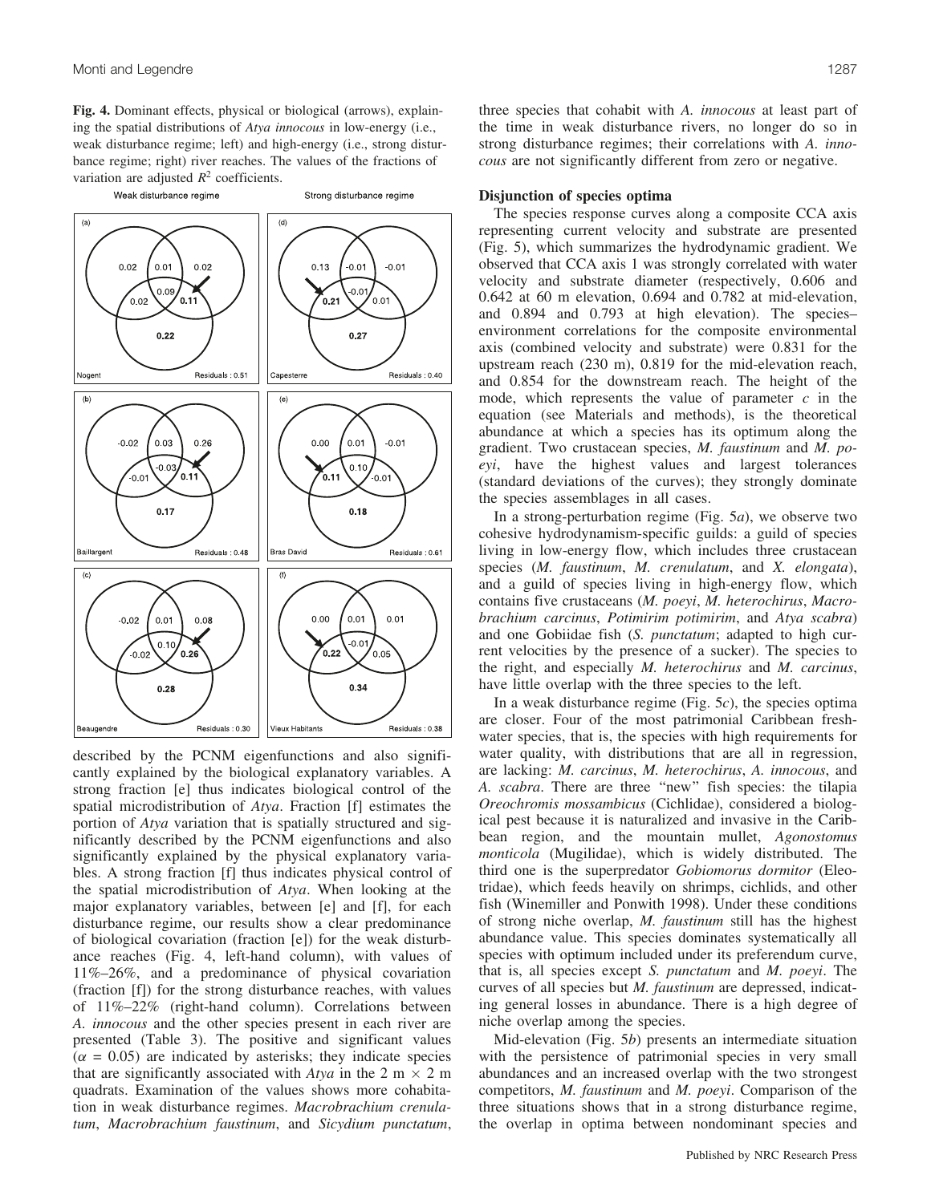**Fig. 4.** Dominant effects, physical or biological (arrows), explaining the spatial distributions of *Atya innocous* in low-energy (i.e., weak disturbance regime; left) and high-energy (i.e., strong disturbance regime; right) river reaches. The values of the fractions of variation are adjusted $R^2$ coefficients.

Weak disturbance regime

Strong disturbance regime

(a)
0.02
0.01
0.02
0.09
0.02
0.11
0.22
Nogent
Residuals : 0.51

(d)
0.13
-0.01
-0.01
-0.01
0.21
0.01
0.27
Capesterre
Residuals : 0.40

(b)
-0.02
0.03
0.26
-0.03
-0.01
0.11
0.17
Baillargent
Residuals : 0.48

(e)
0.00
0.01
-0.01
0.10
0.11
-0.01
0.18
Bras David
Residuals : 0.61

(c)
-0.02
0.01
0.08
0.10
-0.02
0.26
0.28
Beaugendre
Residuals : 0.30

(f)
0.00
0.01
0.01
-0.01
0.22
0.05
0.34
Vieux Habitants
Residuals : 0.38

described by the PCNM eigenfunctions and also significantly explained by the biological explanatory variables. A strong fraction [e] thus indicates biological control of the spatial microdistribution of *Atya*. Fraction [f] estimates the portion of *Atya* variation that is spatially structured and significantly described by the PCNM eigenfunctions and also significantly explained by the physical explanatory variables. A strong fraction [f] thus indicates physical control of the spatial microdistribution of *Atya*. When looking at the major explanatory variables, between [e] and [f], for each disturbance regime, our results show a clear predominance of biological covariation (fraction [e]) for the weak disturbance reaches (Fig. 4, left-hand column), with values of 11%–26%, and a predominance of physical covariation (fraction [f]) for the strong disturbance reaches, with values of 11%–22% (right-hand column). Correlations between *A. innocous* and the other species present in each river are presented (Table 3). The positive and significant values ($\alpha = 0.05$) are indicated by asterisks; they indicate species that are significantly associated with *Atya* in the 2 m $\times$ 2 m quadrats. Examination of the values shows more cohabitation in weak disturbance regimes. *Macrobrachium crenulatum*, *Macrobrachium faustinum*, and *Sicydium punctatum*, three species that cohabit with *A. innocous* at least part of the time in weak disturbance rivers, no longer do so in strong disturbance regimes; their correlations with *A. innocous* are not significantly different from zero or negative.

### Disjunction of species optima

The species response curves along a composite CCA axis representing current velocity and substrate are presented (Fig. 5), which summarizes the hydrodynamic gradient. We observed that CCA axis 1 was strongly correlated with water velocity and substrate diameter (respectively, 0.606 and 0.642 at 60 m elevation, 0.694 and 0.782 at mid-elevation, and 0.894 and 0.793 at high elevation). The species–environment correlations for the composite environmental axis (combined velocity and substrate) were 0.831 for the upstream reach (230 m), 0.819 for the mid-elevation reach, and 0.854 for the downstream reach. The height of the mode, which represents the value of parameter $c$ in the equation (see Materials and methods), is the theoretical abundance at which a species has its optimum along the gradient. Two crustacean species, *M. faustinum* and *M. poeyi*, have the highest values and largest tolerances (standard deviations of the curves); they strongly dominate the species assemblages in all cases.

In a strong-perturbation regime (Fig. 5*a*), we observe two cohesive hydrodynamism-specific guilds: a guild of species living in low-energy flow, which includes three crustacean species (*M. faustinum*, *M. crenulatum*, and *X. elongata*), and a guild of species living in high-energy flow, which contains five crustaceans (*M. poeyi*, *M. heterochirus*, *Macrobrachium carcinus*, *Potimirim potimirim*, and *Atya scabra*) and one Gobiidae fish (*S. punctatum*; adapted to high current velocities by the presence of a sucker). The species to the right, and especially *M. heterochirus* and *M. carcinus*, have little overlap with the three species to the left.

In a weak disturbance regime (Fig. 5*c*), the species optima are closer. Four of the most patrimonial Caribbean freshwater species, that is, the species with high requirements for water quality, with distributions that are all in regression, are lacking: *M. carcinus*, *M. heterochirus*, *A. innocous*, and *A. scabra*. There are three "new" fish species: the tilapia *Oreochromis mossambicus* (Cichlidae), considered a biological pest because it is naturalized and invasive in the Caribbean region, and the mountain mullet, *Agonostomus monticola* (Mugilidae), which is widely distributed. The third one is the superpredator *Gobiomorus dormitor* (Eleotridae), which feeds heavily on shrimps, cichlids, and other fish (Winemiller and Ponwith 1998). Under these conditions of strong niche overlap, *M. faustinum* still has the highest abundance value. This species dominates systematically all species with optimum included under its preferendum curve, that is, all species except *S. punctatum* and *M. poeyi*. The curves of all species but *M. faustinum* are depressed, indicating general losses in abundance. There is a high degree of niche overlap among the species.

Mid-elevation (Fig. 5*b*) presents an intermediate situation with the persistence of patrimonial species in very small abundances and an increased overlap with the two strongest competitors, *M. faustinum* and *M. poeyi*. Comparison of the three situations shows that in a strong disturbance regime, the overlap in optima between nondominant species and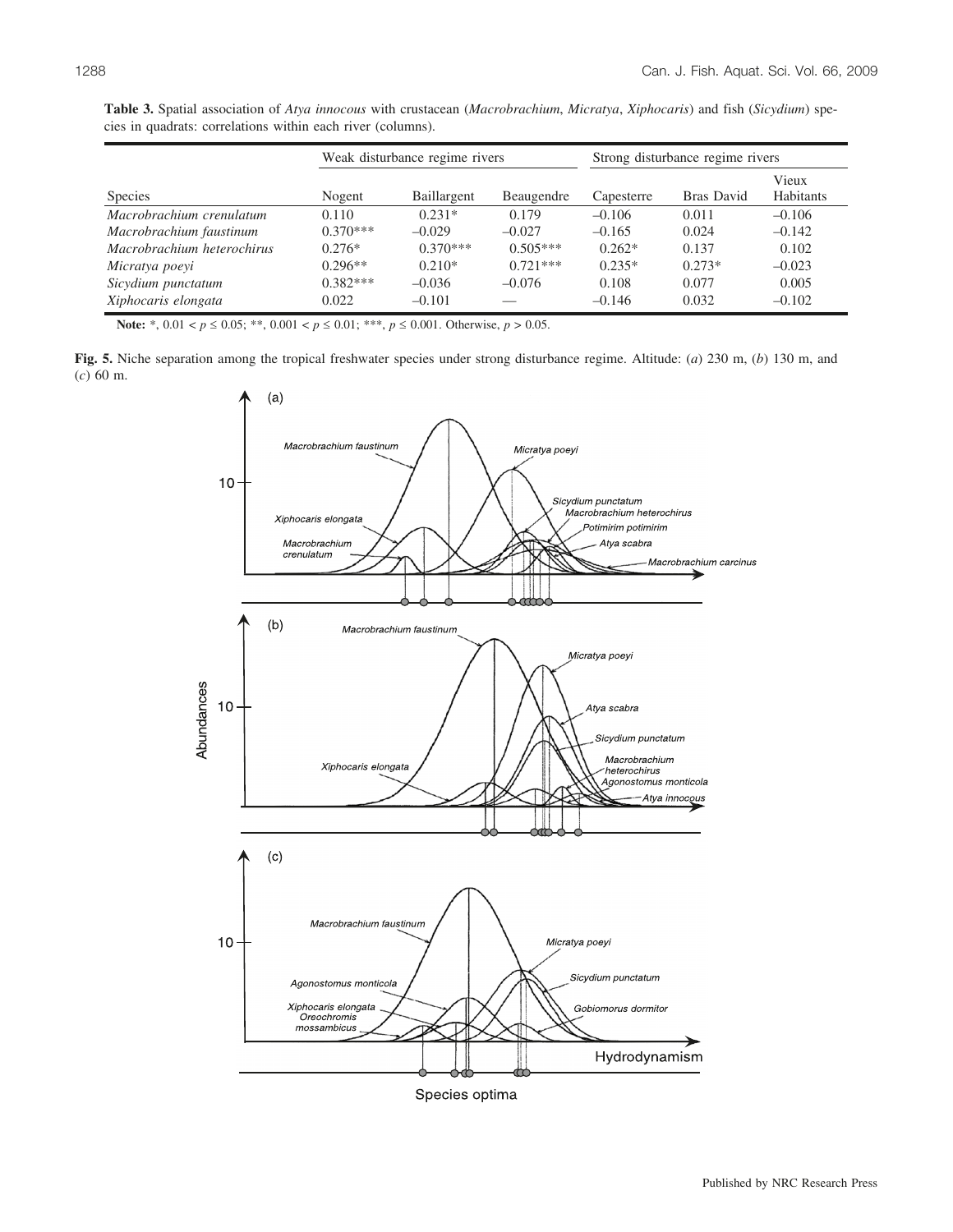**Table 3.** Spatial association of *Atya innocous* with crustacean (*Macrobrachium*, *Micratya*, *Xiphocaris*) and fish (*Sicydium*) species in quadrats: correlations within each river (columns).

| | Weak disturbance regime rivers | | | Strong disturbance regime rivers | | |
|---|---|---|---|---|---|---|
| Species | Nogent | Baillargent | Beaugendre | Capesterre | Bras David | Vieux Habitants |
| *Macrobrachium crenulatum* | 0.110 | 0.231* | 0.179 | –0.106 | 0.011 | –0.106 |
| *Macrobrachium faustinum* | 0.370*** | –0.029 | –0.027 | –0.165 | 0.024 | –0.142 |
| *Macrobrachium heterochirus* | 0.276* | 0.370*** | 0.505*** | 0.262* | 0.137 | 0.102 |
| *Micratya poeyi* | 0.296** | 0.210* | 0.721*** | 0.235* | 0.273* | –0.023 |
| *Sicydium punctatum* | 0.382*** | –0.036 | –0.076 | 0.108 | 0.077 | 0.005 |
| *Xiphocaris elongata* | 0.022 | –0.101 | — | –0.146 | 0.032 | –0.102 |

**Note:** *, $0.01 < p \leq 0.05$; **, $0.001 < p \leq 0.01$; ***, $p \leq 0.001$. Otherwise, $p > 0.05$.

**Fig. 5.** Niche separation among the tropical freshwater species under strong disturbance regime. Altitude: (*a*) 230 m, (*b*) 130 m, and (*c*) 60 m.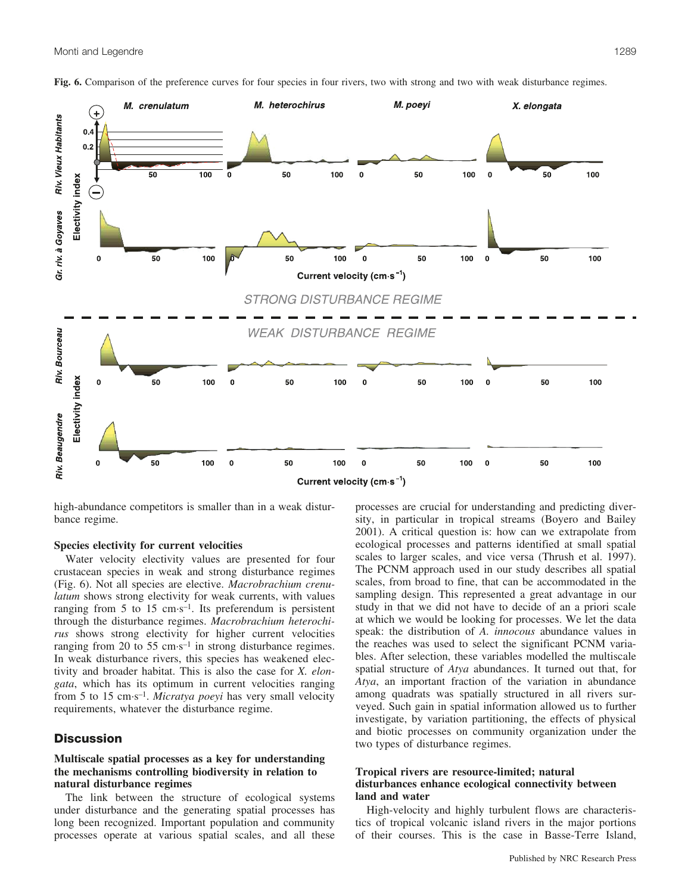**Fig. 6.** Comparison of the preference curves for four species in four rivers, two with strong and two with weak disturbance regimes.

high-abundance competitors is smaller than in a weak disturbance regime.

### Species electivity for current velocities

Water velocity electivity values are presented for four crustacean species in weak and strong disturbance regimes (Fig. 6). Not all species are elective. *Macrobrachium crenulatum* shows strong electivity for weak currents, with values ranging from 5 to 15 cm·s$^{-1}$. Its preferendum is persistent through the disturbance regimes. *Macrobrachium heterochirus* shows strong electivity for higher current velocities ranging from 20 to 55 cm·s$^{-1}$ in strong disturbance regimes. In weak disturbance rivers, this species has weakened electivity and broader habitat. This is also the case for *X. elongata*, which has its optimum in current velocities ranging from 5 to 15 cm·s$^{-1}$. *Micratya poeyi* has very small velocity requirements, whatever the disturbance regime.

## Discussion

### Multiscale spatial processes as a key for understanding the mechanisms controlling biodiversity in relation to natural disturbance regimes

The link between the structure of ecological systems under disturbance and the generating spatial processes has long been recognized. Important population and community processes operate at various spatial scales, and all these processes are crucial for understanding and predicting diversity, in particular in tropical streams (Boyero and Bailey 2001). A critical question is: how can we extrapolate from ecological processes and patterns identified at small spatial scales to larger scales, and vice versa (Thrush et al. 1997). The PCNM approach used in our study describes all spatial scales, from broad to fine, that can be accommodated in the sampling design. This represented a great advantage in our study in that we did not have to decide of an a priori scale at which we would be looking for processes. We let the data speak: the distribution of *A. innocous* abundance values in the reaches was used to select the significant PCNM variables. After selection, these variables modelled the multiscale spatial structure of *Atya* abundances. It turned out that, for *Atya*, an important fraction of the variation in abundance among quadrats was spatially structured in all rivers surveyed. Such gain in spatial information allowed us to further investigate, by variation partitioning, the effects of physical and biotic processes on community organization under the two types of disturbance regimes.

### Tropical rivers are resource-limited; natural disturbances enhance ecological connectivity between land and water

High-velocity and highly turbulent flows are characteristics of tropical volcanic island rivers in the major portions of their courses. This is the case in Basse-Terre Island,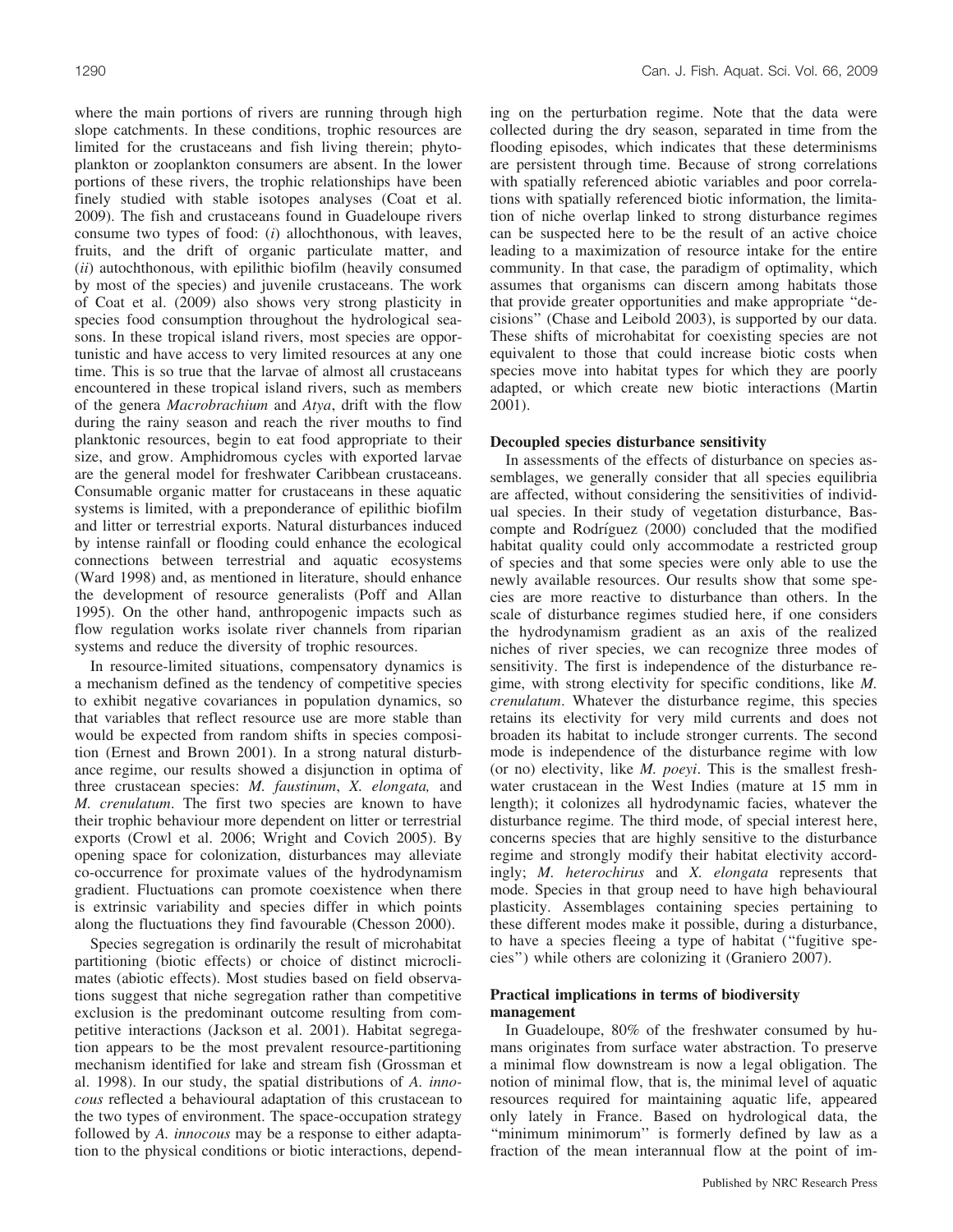where the main portions of rivers are running through high slope catchments. In these conditions, trophic resources are limited for the crustaceans and fish living therein; phytoplankton or zooplankton consumers are absent. In the lower portions of these rivers, the trophic relationships have been finely studied with stable isotopes analyses (Coat et al. 2009). The fish and crustaceans found in Guadeloupe rivers consume two types of food: (*i*) allochthonous, with leaves, fruits, and the drift of organic particulate matter, and (*ii*) autochthonous, with epilithic biofilm (heavily consumed by most of the species) and juvenile crustaceans. The work of Coat et al. (2009) also shows very strong plasticity in species food consumption throughout the hydrological seasons. In these tropical island rivers, most species are opportunistic and have access to very limited resources at any one time. This is so true that the larvae of almost all crustaceans encountered in these tropical island rivers, such as members of the genera *Macrobrachium* and *Atya*, drift with the flow during the rainy season and reach the river mouths to find planktonic resources, begin to eat food appropriate to their size, and grow. Amphidromous cycles with exported larvae are the general model for freshwater Caribbean crustaceans. Consumable organic matter for crustaceans in these aquatic systems is limited, with a preponderance of epilithic biofilm and litter or terrestrial exports. Natural disturbances induced by intense rainfall or flooding could enhance the ecological connections between terrestrial and aquatic ecosystems (Ward 1998) and, as mentioned in literature, should enhance the development of resource generalists (Poff and Allan 1995). On the other hand, anthropogenic impacts such as flow regulation works isolate river channels from riparian systems and reduce the diversity of trophic resources.

In resource-limited situations, compensatory dynamics is a mechanism defined as the tendency of competitive species to exhibit negative covariances in population dynamics, so that variables that reflect resource use are more stable than would be expected from random shifts in species composition (Ernest and Brown 2001). In a strong natural disturbance regime, our results showed a disjunction in optima of three crustacean species: *M. faustinum*, *X. elongata,* and *M. crenulatum*. The first two species are known to have their trophic behaviour more dependent on litter or terrestrial exports (Crowl et al. 2006; Wright and Covich 2005). By opening space for colonization, disturbances may alleviate co-occurrence for proximate values of the hydrodynamism gradient. Fluctuations can promote coexistence when there is extrinsic variability and species differ in which points along the fluctuations they find favourable (Chesson 2000).

Species segregation is ordinarily the result of microhabitat partitioning (biotic effects) or choice of distinct microclimates (abiotic effects). Most studies based on field observations suggest that niche segregation rather than competitive exclusion is the predominant outcome resulting from competitive interactions (Jackson et al. 2001). Habitat segregation appears to be the most prevalent resource-partitioning mechanism identified for lake and stream fish (Grossman et al. 1998). In our study, the spatial distributions of *A. innocous* reflected a behavioural adaptation of this crustacean to the two types of environment. The space-occupation strategy followed by *A. innocous* may be a response to either adaptation to the physical conditions or biotic interactions, depending on the perturbation regime. Note that the data were collected during the dry season, separated in time from the flooding episodes, which indicates that these determinisms are persistent through time. Because of strong correlations with spatially referenced abiotic variables and poor correlations with spatially referenced biotic information, the limitation of niche overlap linked to strong disturbance regimes can be suspected here to be the result of an active choice leading to a maximization of resource intake for the entire community. In that case, the paradigm of optimality, which assumes that organisms can discern among habitats those that provide greater opportunities and make appropriate "decisions" (Chase and Leibold 2003), is supported by our data. These shifts of microhabitat for coexisting species are not equivalent to those that could increase biotic costs when species move into habitat types for which they are poorly adapted, or which create new biotic interactions (Martin 2001).

### Decoupled species disturbance sensitivity

In assessments of the effects of disturbance on species assemblages, we generally consider that all species equilibria are affected, without considering the sensitivities of individual species. In their study of vegetation disturbance, Bascompte and Rodríguez (2000) concluded that the modified habitat quality could only accommodate a restricted group of species and that some species were only able to use the newly available resources. Our results show that some species are more reactive to disturbance than others. In the scale of disturbance regimes studied here, if one considers the hydrodynamism gradient as an axis of the realized niches of river species, we can recognize three modes of sensitivity. The first is independence of the disturbance regime, with strong electivity for specific conditions, like *M. crenulatum*. Whatever the disturbance regime, this species retains its electivity for very mild currents and does not broaden its habitat to include stronger currents. The second mode is independence of the disturbance regime with low (or no) electivity, like *M. poeyi*. This is the smallest freshwater crustacean in the West Indies (mature at 15 mm in length); it colonizes all hydrodynamic facies, whatever the disturbance regime. The third mode, of special interest here, concerns species that are highly sensitive to the disturbance regime and strongly modify their habitat electivity accordingly; *M. heterochirus* and *X. elongata* represents that mode. Species in that group need to have high behavioural plasticity. Assemblages containing species pertaining to these different modes make it possible, during a disturbance, to have a species fleeing a type of habitat ("fugitive species") while others are colonizing it (Graniero 2007).

### Practical implications in terms of biodiversity management

In Guadeloupe, 80% of the freshwater consumed by humans originates from surface water abstraction. To preserve a minimal flow downstream is now a legal obligation. The notion of minimal flow, that is, the minimal level of aquatic resources required for maintaining aquatic life, appeared only lately in France. Based on hydrological data, the "minimum minimorum" is formerly defined by law as a fraction of the mean interannual flow at the point of im-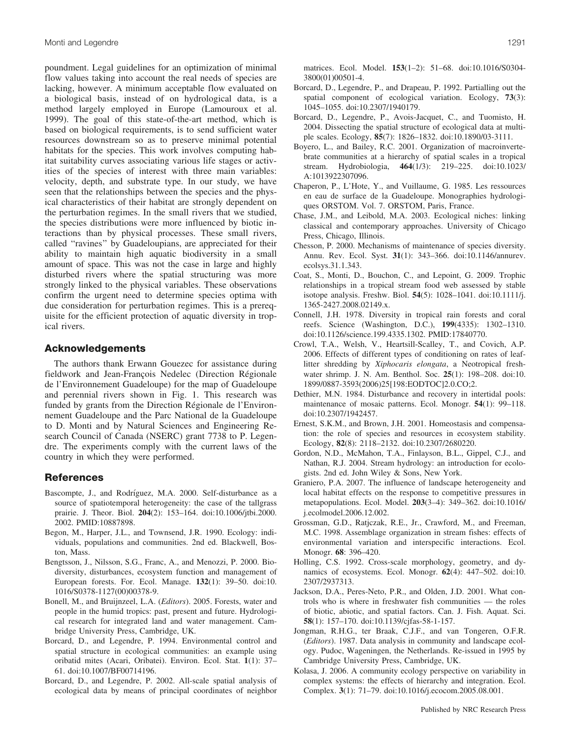poundment. Legal guidelines for an optimization of minimal flow values taking into account the real needs of species are lacking, however. A minimum acceptable flow evaluated on a biological basis, instead of on hydrological data, is a method largely employed in Europe (Lamouroux et al. 1999). The goal of this state-of-the-art method, which is based on biological requirements, is to send sufficient water resources downstream so as to preserve minimal potential habitats for the species. This work involves computing habitat suitability curves associating various life stages or activities of the species of interest with three main variables: velocity, depth, and substrate type. In our study, we have seen that the relationships between the species and the physical characteristics of their habitat are strongly dependent on the perturbation regimes. In the small rivers that we studied, the species distributions were more influenced by biotic interactions than by physical processes. These small rivers, called "ravines" by Guadeloupians, are appreciated for their ability to maintain high aquatic biodiversity in a small amount of space. This was not the case in large and highly disturbed rivers where the spatial structuring was more strongly linked to the physical variables. These observations confirm the urgent need to determine species optima with due consideration for perturbation regimes. This is a prerequisite for the efficient protection of aquatic diversity in tropical rivers.

## Acknowledgements

The authors thank Erwann Gouezec for assistance during fieldwork and Jean-François Nedelec (Direction Régionale de l'Environnement Guadeloupe) for the map of Guadeloupe and perennial rivers shown in Fig. 1. This research was funded by grants from the Direction Régionale de l'Environnement Guadeloupe and the Parc National de la Guadeloupe to D. Monti and by Natural Sciences and Engineering Research Council of Canada (NSERC) grant 7738 to P. Legendre. The experiments comply with the current laws of the country in which they were performed.

## References

Bascompte, J., and Rodríguez, M.A. 2000. Self-disturbance as a source of spatiotemporal heterogeneity: the case of the tallgrass prairie. J. Theor. Biol. **204**(2): 153–164. doi:10.1006/jtbi.2000.2002. PMID:10887898.

Begon, M., Harper, J.L., and Townsend, J.R. 1990. Ecology: individuals, populations and communities. 2nd ed. Blackwell, Boston, Mass.

Bengtsson, J., Nilsson, S.G., Franc, A., and Menozzi, P. 2000. Biodiversity, disturbances, ecosystem function and management of European forests. For. Ecol. Manage. **132**(1): 39–50. doi:10.1016/S0378-1127(00)00378-9.

Bonell, M., and Bruijnzeel, L.A. (*Editors*). 2005. Forests, water and people in the humid tropics: past, present and future. Hydrological research for integrated land and water management. Cambridge University Press, Cambridge, UK.

Borcard, D., and Legendre, P. 1994. Environmental control and spatial structure in ecological communities: an example using oribatid mites (Acari, Oribatei). Environ. Ecol. Stat. **1**(1): 37–61. doi:10.1007/BF00714196.

Borcard, D., and Legendre, P. 2002. All-scale spatial analysis of ecological data by means of principal coordinates of neighbor matrices. Ecol. Model. **153**(1–2): 51–68. doi:10.1016/S0304-3800(01)00501-4.

Borcard, D., Legendre, P., and Drapeau, P. 1992. Partialling out the spatial component of ecological variation. Ecology, **73**(3): 1045–1055. doi:10.2307/1940179.

Borcard, D., Legendre, P., Avois-Jacquet, C., and Tuomisto, H. 2004. Dissecting the spatial structure of ecological data at multiple scales. Ecology, **85**(7): 1826–1832. doi:10.1890/03-3111.

Boyero, L., and Bailey, R.C. 2001. Organization of macroinvertebrate communities at a hierarchy of spatial scales in a tropical stream. Hydrobiologia, **464**(1/3): 219–225. doi:10.1023/A:1013922307096.

Chaperon, P., L'Hote, Y., and Vuillaume, G. 1985. Les ressources en eau de surface de la Guadeloupe. Monographies hydrologiques ORSTOM. Vol. 7. ORSTOM, Paris, France.

Chase, J.M., and Leibold, M.A. 2003. Ecological niches: linking classical and contemporary approaches. University of Chicago Press, Chicago, Illinois.

Chesson, P. 2000. Mechanisms of maintenance of species diversity. Annu. Rev. Ecol. Syst. **31**(1): 343–366. doi:10.1146/annurev.ecolsys.31.1.343.

Coat, S., Monti, D., Bouchon, C., and Lepoint, G. 2009. Trophic relationships in a tropical stream food web assessed by stable isotope analysis. Freshw. Biol. **54**(5): 1028–1041. doi:10.1111/j.1365-2427.2008.02149.x.

Connell, J.H. 1978. Diversity in tropical rain forests and coral reefs. Science (Washington, D.C.), **199**(4335): 1302–1310. doi:10.1126/science.199.4335.1302. PMID:17840770.

Crowl, T.A., Welsh, V., Heartsill-Scalley, T., and Covich, A.P. 2006. Effects of different types of conditioning on rates of leaf-litter shredding by *Xiphocaris elongata*, a Neotropical freshwater shrimp. J. N. Am. Benthol. Soc. **25**(1): 198–208. doi:10.1899/0887-3593(2006)25[198:EODTOC]2.0.CO;2.

Dethier, M.N. 1984. Disturbance and recovery in intertidal pools: maintenance of mosaic patterns. Ecol. Monogr. **54**(1): 99–118. doi:10.2307/1942457.

Ernest, S.K.M., and Brown, J.H. 2001. Homeostasis and compensation: the role of species and resources in ecosystem stability. Ecology, **82**(8): 2118–2132. doi:10.2307/2680220.

Gordon, N.D., McMahon, T.A., Finlayson, B.L., Gippel, C.J., and Nathan, R.J. 2004. Stream hydrology: an introduction for ecologists. 2nd ed. John Wiley & Sons, New York.

Graniero, P.A. 2007. The influence of landscape heterogeneity and local habitat effects on the response to competitive pressures in metapopulations. Ecol. Model. **203**(3–4): 349–362. doi:10.1016/j.ecolmodel.2006.12.002.

Grossman, G.D., Ratjczak, R.E., Jr., Crawford, M., and Freeman, M.C. 1998. Assemblage organization in stream fishes: effects of environmental variation and interspecific interactions. Ecol. Monogr. **68**: 396–420.

Holling, C.S. 1992. Cross-scale morphology, geometry, and dynamics of ecosystems. Ecol. Monogr. **62**(4): 447–502. doi:10.2307/2937313.

Jackson, D.A., Peres-Neto, P.R., and Olden, J.D. 2001. What controls who is where in freshwater fish communities — the roles of biotic, abiotic, and spatial factors. Can. J. Fish. Aquat. Sci. **58**(1): 157–170. doi:10.1139/cjfas-58-1-157.

Jongman, R.H.G., ter Braak, C.J.F., and van Tongeren, O.F.R. (*Editors*). 1987. Data analysis in community and landscape ecology. Pudoc, Wageningen, the Netherlands. Re-issued in 1995 by Cambridge University Press, Cambridge, UK.

Kolasa, J. 2006. A community ecology perspective on variability in complex systems: the effects of hierarchy and integration. Ecol. Complex. **3**(1): 71–79. doi:10.1016/j.ecocom.2005.08.001.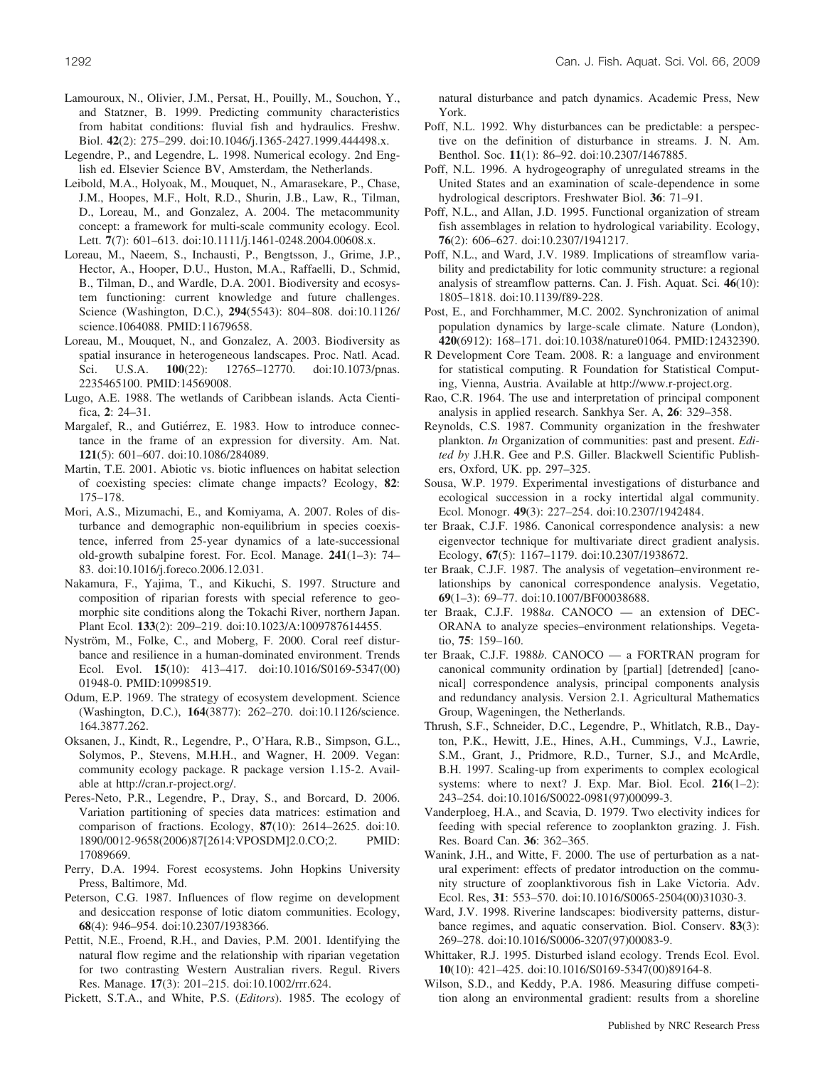Lamouroux, N., Olivier, J.M., Persat, H., Pouilly, M., Souchon, Y., and Statzner, B. 1999. Predicting community characteristics from habitat conditions: fluvial fish and hydraulics. Freshw. Biol. **42**(2): 275–299. doi:10.1046/j.1365-2427.1999.444498.x.

Legendre, P., and Legendre, L. 1998. Numerical ecology. 2nd English ed. Elsevier Science BV, Amsterdam, the Netherlands.

Leibold, M.A., Holyoak, M., Mouquet, N., Amarasekare, P., Chase, J.M., Hoopes, M.F., Holt, R.D., Shurin, J.B., Law, R., Tilman, D., Loreau, M., and Gonzalez, A. 2004. The metacommunity concept: a framework for multi-scale community ecology. Ecol. Lett. **7**(7): 601–613. doi:10.1111/j.1461-0248.2004.00608.x.

Loreau, M., Naeem, S., Inchausti, P., Bengtsson, J., Grime, J.P., Hector, A., Hooper, D.U., Huston, M.A., Raffaelli, D., Schmid, B., Tilman, D., and Wardle, D.A. 2001. Biodiversity and ecosystem functioning: current knowledge and future challenges. Science (Washington, D.C.), **294**(5543): 804–808. doi:10.1126/science.1064088. PMID:11679658.

Loreau, M., Mouquet, N., and Gonzalez, A. 2003. Biodiversity as spatial insurance in heterogeneous landscapes. Proc. Natl. Acad. Sci. U.S.A. **100**(22): 12765–12770. doi:10.1073/pnas.2235465100. PMID:14569008.

Lugo, A.E. 1988. The wetlands of Caribbean islands. Acta Cientifica, **2**: 24–31.

Margalef, R., and Gutiérrez, E. 1983. How to introduce connectance in the frame of an expression for diversity. Am. Nat. **121**(5): 601–607. doi:10.1086/284089.

Martin, T.E. 2001. Abiotic vs. biotic influences on habitat selection of coexisting species: climate change impacts? Ecology, **82**: 175–178.

Mori, A.S., Mizumachi, E., and Komiyama, A. 2007. Roles of disturbance and demographic non-equilibrium in species coexistence, inferred from 25-year dynamics of a late-successional old-growth subalpine forest. For. Ecol. Manage. **241**(1–3): 74–83. doi:10.1016/j.foreco.2006.12.031.

Nakamura, F., Yajima, T., and Kikuchi, S. 1997. Structure and composition of riparian forests with special reference to geomorphic site conditions along the Tokachi River, northern Japan. Plant Ecol. **133**(2): 209–219. doi:10.1023/A:1009787614455.

Nyström, M., Folke, C., and Moberg, F. 2000. Coral reef disturbance and resilience in a human-dominated environment. Trends Ecol. Evol. **15**(10): 413–417. doi:10.1016/S0169-5347(00)01948-0. PMID:10998519.

Odum, E.P. 1969. The strategy of ecosystem development. Science (Washington, D.C.), **164**(3877): 262–270. doi:10.1126/science.164.3877.262.

Oksanen, J., Kindt, R., Legendre, P., O'Hara, R.B., Simpson, G.L., Solymos, P., Stevens, M.H.H., and Wagner, H. 2009. Vegan: community ecology package. R package version 1.15-2. Available at http://cran.r-project.org/.

Peres-Neto, P.R., Legendre, P., Dray, S., and Borcard, D. 2006. Variation partitioning of species data matrices: estimation and comparison of fractions. Ecology, **87**(10): 2614–2625. doi:10.1890/0012-9658(2006)87[2614:VPOSDM]2.0.CO;2. PMID:17089669.

Perry, D.A. 1994. Forest ecosystems. John Hopkins University Press, Baltimore, Md.

Peterson, C.G. 1987. Influences of flow regime on development and desiccation response of lotic diatom communities. Ecology, **68**(4): 946–954. doi:10.2307/1938366.

Pettit, N.E., Froend, R.H., and Davies, P.M. 2001. Identifying the natural flow regime and the relationship with riparian vegetation for two contrasting Western Australian rivers. Regul. Rivers Res. Manage. **17**(3): 201–215. doi:10.1002/rrr.624.

Pickett, S.T.A., and White, P.S. (*Editors*). 1985. The ecology of natural disturbance and patch dynamics. Academic Press, New York.

Poff, N.L. 1992. Why disturbances can be predictable: a perspective on the definition of disturbance in streams. J. N. Am. Benthol. Soc. **11**(1): 86–92. doi:10.2307/1467885.

Poff, N.L. 1996. A hydrogeography of unregulated streams in the United States and an examination of scale-dependence in some hydrological descriptors. Freshwater Biol. **36**: 71–91.

Poff, N.L., and Allan, J.D. 1995. Functional organization of stream fish assemblages in relation to hydrological variability. Ecology, **76**(2): 606–627. doi:10.2307/1941217.

Poff, N.L., and Ward, J.V. 1989. Implications of streamflow variability and predictability for lotic community structure: a regional analysis of streamflow patterns. Can. J. Fish. Aquat. Sci. **46**(10): 1805–1818. doi:10.1139/f89-228.

Post, E., and Forchhammer, M.C. 2002. Synchronization of animal population dynamics by large-scale climate. Nature (London), **420**(6912): 168–171. doi:10.1038/nature01064. PMID:12432390.

R Development Core Team. 2008. R: a language and environment for statistical computing. R Foundation for Statistical Computing, Vienna, Austria. Available at http://www.r-project.org.

Rao, C.R. 1964. The use and interpretation of principal component analysis in applied research. Sankhya Ser. A, **26**: 329–358.

Reynolds, C.S. 1987. Community organization in the freshwater plankton. *In* Organization of communities: past and present. *Edited by* J.H.R. Gee and P.S. Giller. Blackwell Scientific Publishers, Oxford, UK. pp. 297–325.

Sousa, W.P. 1979. Experimental investigations of disturbance and ecological succession in a rocky intertidal algal community. Ecol. Monogr. **49**(3): 227–254. doi:10.2307/1942484.

ter Braak, C.J.F. 1986. Canonical correspondence analysis: a new eigenvector technique for multivariate direct gradient analysis. Ecology, **67**(5): 1167–1179. doi:10.2307/1938672.

ter Braak, C.J.F. 1987. The analysis of vegetation–environment relationships by canonical correspondence analysis. Vegetatio, **69**(1–3): 69–77. doi:10.1007/BF00038688.

ter Braak, C.J.F. 1988*a*. CANOCO — an extension of DECORANA to analyze species–environment relationships. Vegetatio, **75**: 159–160.

ter Braak, C.J.F. 1988*b*. CANOCO — a FORTRAN program for canonical community ordination by [partial] [detrended] [canonical] correspondence analysis, principal components analysis and redundancy analysis. Version 2.1. Agricultural Mathematics Group, Wageningen, the Netherlands.

Thrush, S.F., Schneider, D.C., Legendre, P., Whitlatch, R.B., Dayton, P.K., Hewitt, J.E., Hines, A.H., Cummings, V.J., Lawrie, S.M., Grant, J., Pridmore, R.D., Turner, S.J., and McArdle, B.H. 1997. Scaling-up from experiments to complex ecological systems: where to next? J. Exp. Mar. Biol. Ecol. **216**(1–2): 243–254. doi:10.1016/S0022-0981(97)00099-3.

Vanderploeg, H.A., and Scavia, D. 1979. Two electivity indices for feeding with special reference to zooplankton grazing. J. Fish. Res. Board Can. **36**: 362–365.

Wanink, J.H., and Witte, F. 2000. The use of perturbation as a natural experiment: effects of predator introduction on the community structure of zooplanktivorous fish in Lake Victoria. Adv. Ecol. Res, **31**: 553–570. doi:10.1016/S0065-2504(00)31030-3.

Ward, J.V. 1998. Riverine landscapes: biodiversity patterns, disturbance regimes, and aquatic conservation. Biol. Conserv. **83**(3): 269–278. doi:10.1016/S0006-3207(97)00083-9.

Whittaker, R.J. 1995. Disturbed island ecology. Trends Ecol. Evol. **10**(10): 421–425. doi:10.1016/S0169-5347(00)89164-8.

Wilson, S.D., and Keddy, P.A. 1986. Measuring diffuse competition along an environmental gradient: results from a shoreline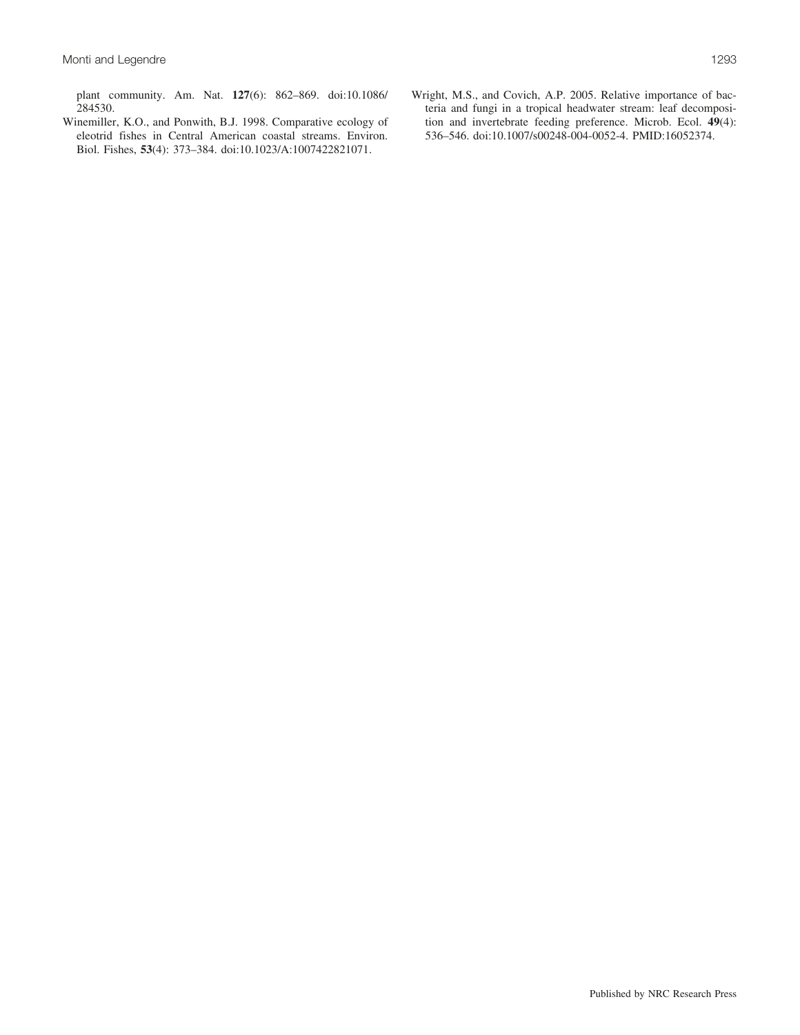plant community. Am. Nat. **127**(6): 862–869. doi:10.1086/284530.

Winemiller, K.O., and Ponwith, B.J. 1998. Comparative ecology of eleotrid fishes in Central American coastal streams. Environ. Biol. Fishes, **53**(4): 373–384. doi:10.1023/A:1007422821071.

Wright, M.S., and Covich, A.P. 2005. Relative importance of bacteria and fungi in a tropical headwater stream: leaf decomposition and invertebrate feeding preference. Microb. Ecol. **49**(4): 536–546. doi:10.1007/s00248-004-0052-4. PMID:16052374.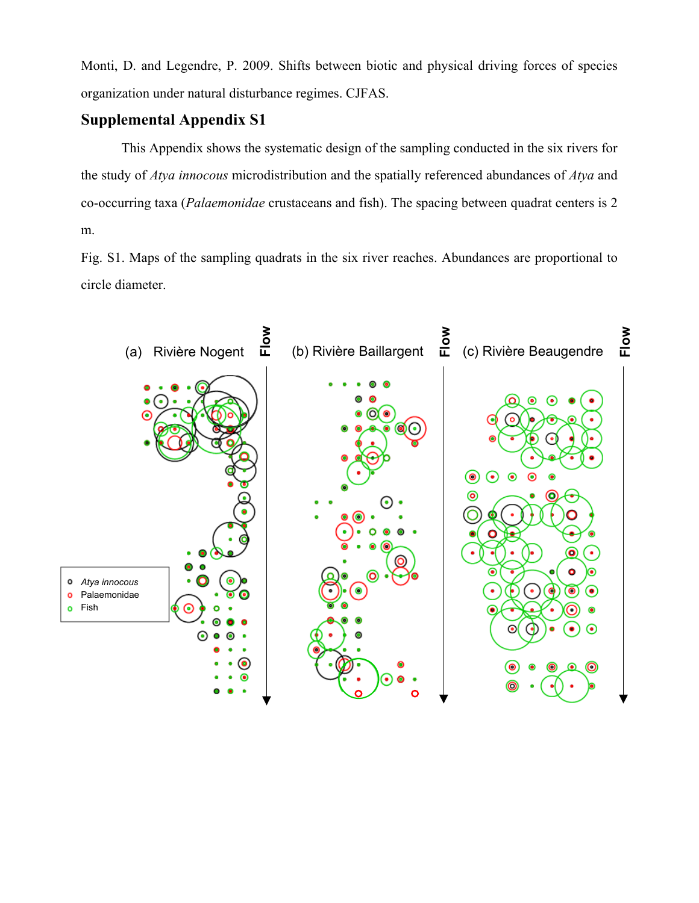Monti, D. and Legendre, P. 2009. Shifts between biotic and physical driving forces of species organization under natural disturbance regimes. CJFAS.

## Supplemental Appendix S1

This Appendix shows the systematic design of the sampling conducted in the six rivers for the study of *Atya innocous* microdistribution and the spatially referenced abundances of *Atya* and co-occurring taxa (*Palaemonidae* crustaceans and fish). The spacing between quadrat centers is 2 m.

Fig. S1. Maps of the sampling quadrats in the six river reaches. Abundances are proportional to circle diameter.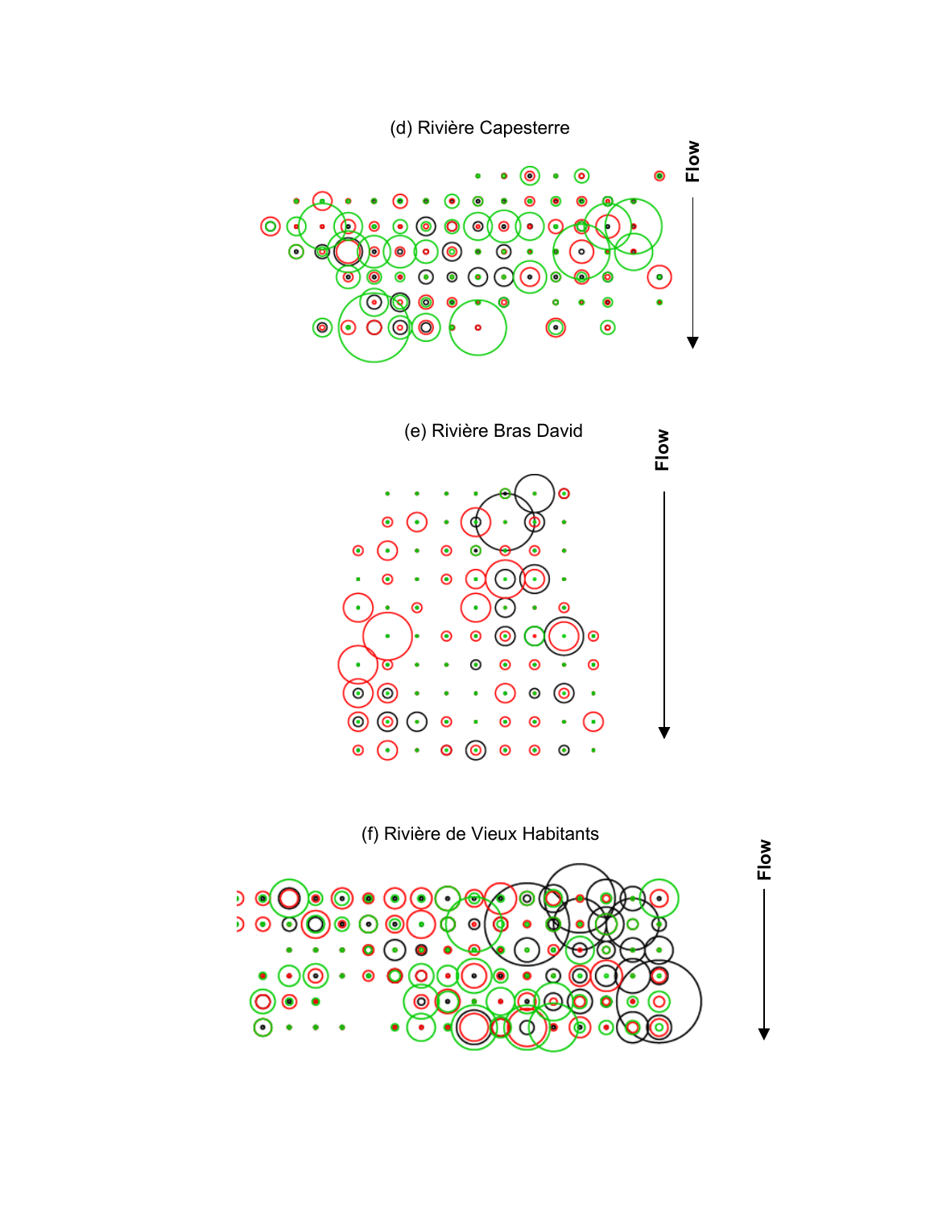(d) Rivière Capesterre

Flow

(e) Rivière Bras David

Flow

(f) Rivière de Vieux Habitants

Flow